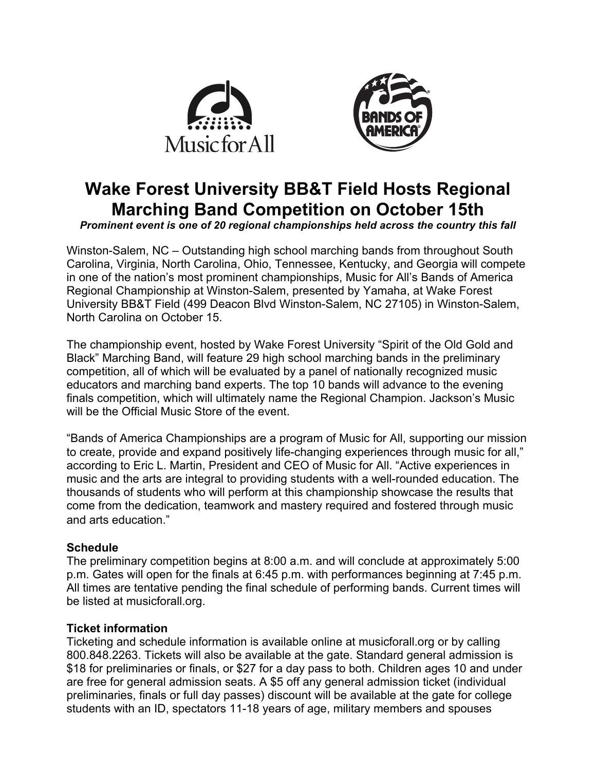# Wake Forest University BB&T Field Hosts Regional Marching Band Competition on October 15th

***Prominent event is one of 20 regional championships held across the country this fall***

Winston-Salem, NC – Outstanding high school marching bands from throughout South Carolina, Virginia, North Carolina, Ohio, Tennessee, Kentucky, and Georgia will compete in one of the nation's most prominent championships, Music for All's Bands of America Regional Championship at Winston-Salem, presented by Yamaha, at Wake Forest University BB&T Field (499 Deacon Blvd Winston-Salem, NC 27105) in Winston-Salem, North Carolina on October 15.

The championship event, hosted by Wake Forest University "Spirit of the Old Gold and Black" Marching Band, will feature 29 high school marching bands in the preliminary competition, all of which will be evaluated by a panel of nationally recognized music educators and marching band experts. The top 10 bands will advance to the evening finals competition, which will ultimately name the Regional Champion. Jackson's Music will be the Official Music Store of the event.

"Bands of America Championships are a program of Music for All, supporting our mission to create, provide and expand positively life-changing experiences through music for all," according to Eric L. Martin, President and CEO of Music for All. "Active experiences in music and the arts are integral to providing students with a well-rounded education. The thousands of students who will perform at this championship showcase the results that come from the dedication, teamwork and mastery required and fostered through music and arts education."

**Schedule**

The preliminary competition begins at 8:00 a.m. and will conclude at approximately 5:00 p.m. Gates will open for the finals at 6:45 p.m. with performances beginning at 7:45 p.m. All times are tentative pending the final schedule of performing bands. Current times will be listed at musicforall.org.

**Ticket information**

Ticketing and schedule information is available online at musicforall.org or by calling 800.848.2263. Tickets will also be available at the gate. Standard general admission is $18 for preliminaries or finals, or $27 for a day pass to both. Children ages 10 and under are free for general admission seats. A $5 off any general admission ticket (individual preliminaries, finals or full day passes) discount will be available at the gate for college students with an ID, spectators 11-18 years of age, military members and spouses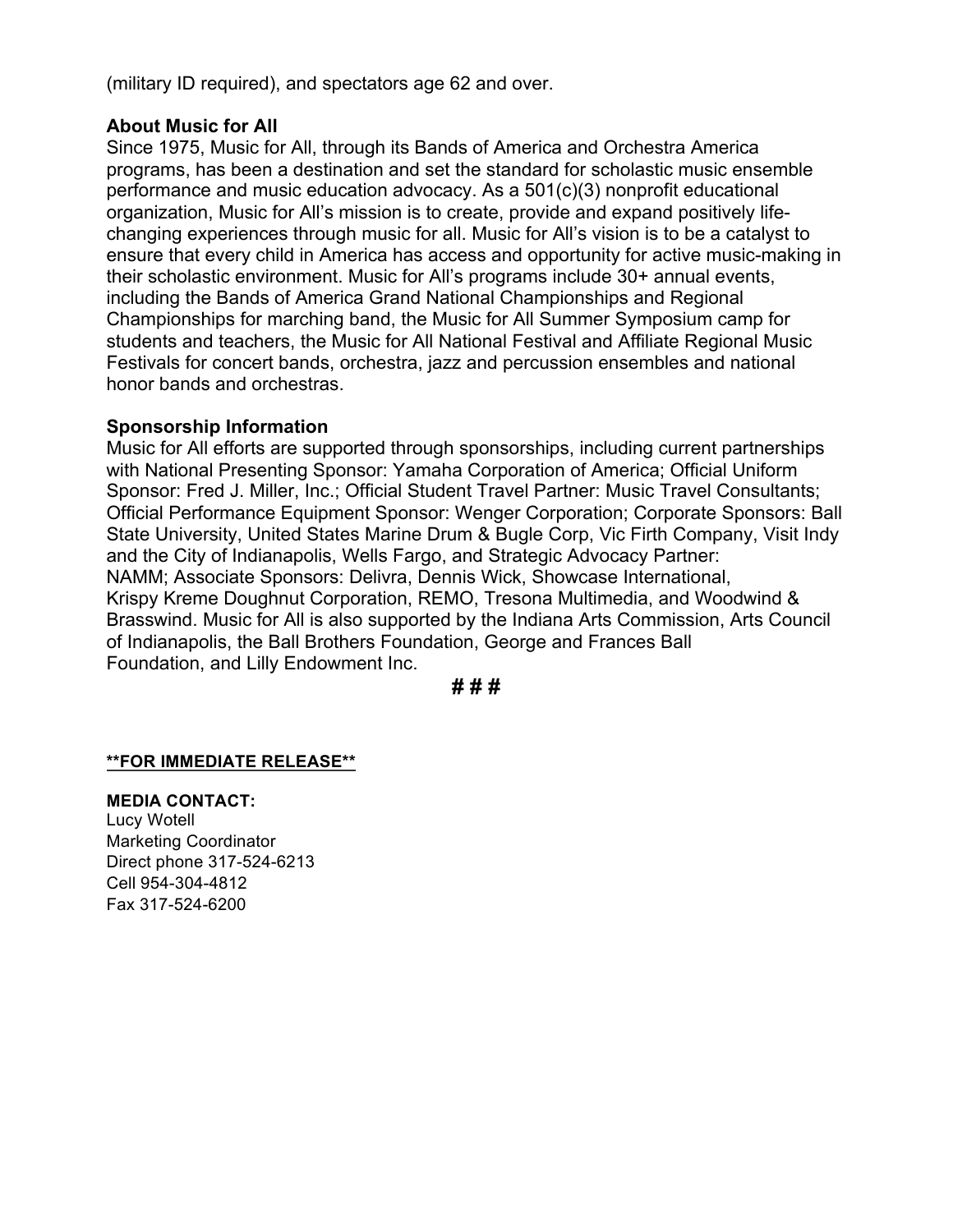(military ID required), and spectators age 62 and over.

**About Music for All**

Since 1975, Music for All, through its Bands of America and Orchestra America programs, has been a destination and set the standard for scholastic music ensemble performance and music education advocacy. As a 501(c)(3) nonprofit educational organization, Music for All's mission is to create, provide and expand positively life-changing experiences through music for all. Music for All's vision is to be a catalyst to ensure that every child in America has access and opportunity for active music-making in their scholastic environment. Music for All's programs include 30+ annual events, including the Bands of America Grand National Championships and Regional Championships for marching band, the Music for All Summer Symposium camp for students and teachers, the Music for All National Festival and Affiliate Regional Music Festivals for concert bands, orchestra, jazz and percussion ensembles and national honor bands and orchestras.

**Sponsorship Information**

Music for All efforts are supported through sponsorships, including current partnerships with National Presenting Sponsor: Yamaha Corporation of America; Official Uniform Sponsor: Fred J. Miller, Inc.; Official Student Travel Partner: Music Travel Consultants; Official Performance Equipment Sponsor: Wenger Corporation; Corporate Sponsors: Ball State University, United States Marine Drum & Bugle Corp, Vic Firth Company, Visit Indy and the City of Indianapolis, Wells Fargo, and Strategic Advocacy Partner: NAMM; Associate Sponsors: Delivra, Dennis Wick, Showcase International, Krispy Kreme Doughnut Corporation, REMO, Tresona Multimedia, and Woodwind & Brasswind. Music for All is also supported by the Indiana Arts Commission, Arts Council of Indianapolis, the Ball Brothers Foundation, George and Frances Ball Foundation, and Lilly Endowment Inc.

**# # #**

**<u>**FOR IMMEDIATE RELEASE**</u>**

**MEDIA CONTACT:**
Lucy Wotell
Marketing Coordinator
Direct phone 317-524-6213
Cell 954-304-4812
Fax 317-524-6200